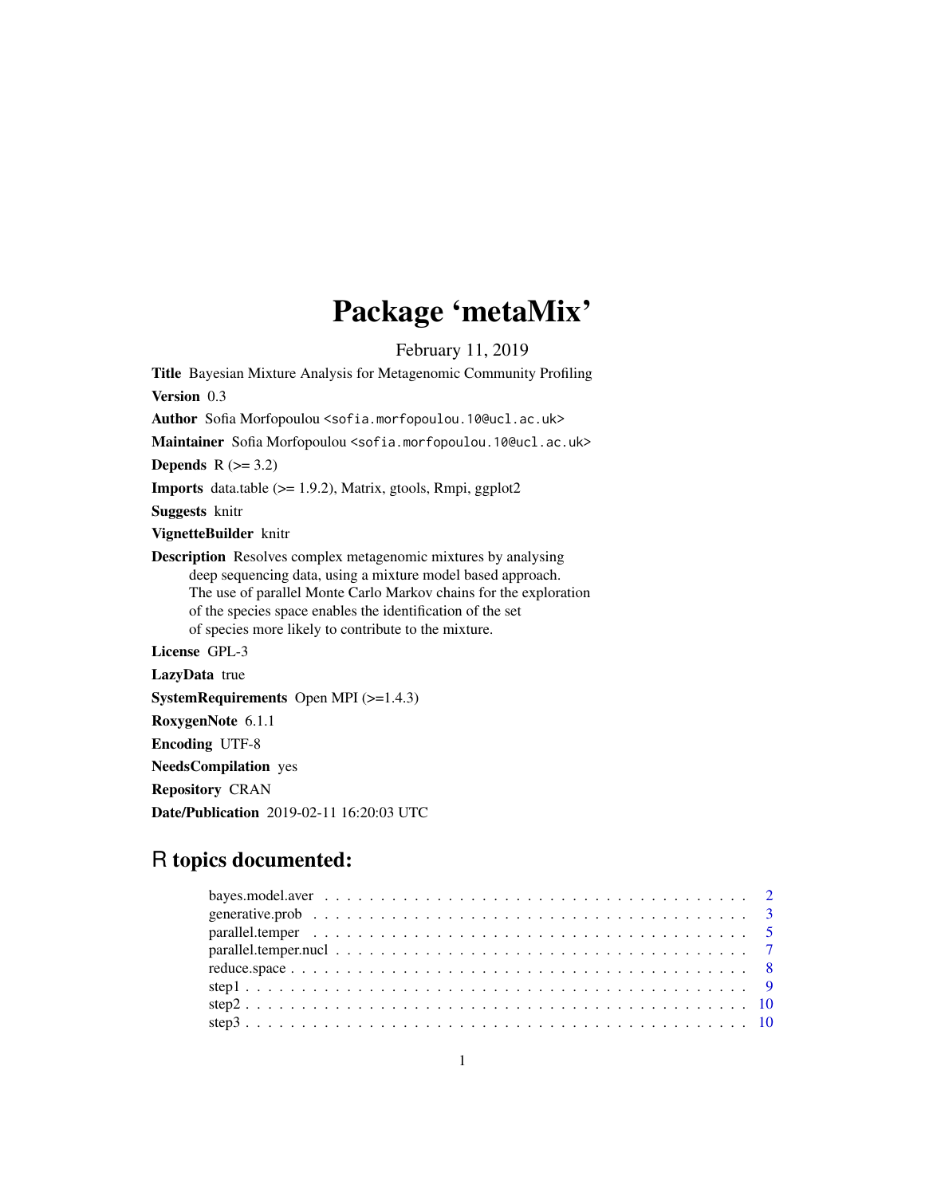# Package 'metaMix'

February 11, 2019

**Title** Bayesian Mixture Analysis for Metagenomic Community Profiling

**Version** 0.3

**Author** Sofia Morfopoulou <sofia.morfopoulou.10@ucl.ac.uk>

**Maintainer** Sofia Morfopoulou <sofia.morfopoulou.10@ucl.ac.uk>

**Depends** R (>= 3.2)

**Imports** data.table (>= 1.9.2), Matrix, gtools, Rmpi, ggplot2

**Suggests** knitr

**VignetteBuilder** knitr

**Description** Resolves complex metagenomic mixtures by analysing deep sequencing data, using a mixture model based approach. The use of parallel Monte Carlo Markov chains for the exploration of the species space enables the identification of the set of species more likely to contribute to the mixture.

**License** GPL-3

**LazyData** true

**SystemRequirements** Open MPI (>=1.4.3)

**RoxygenNote** 6.1.1

**Encoding** UTF-8

**NeedsCompilation** yes

**Repository** CRAN

**Date/Publication** 2019-02-11 16:20:03 UTC

## R topics documented:

- bayes.model.aver . . . . . . . . . . . . . . . . . . . . . . . . . . . . . . . . . . . . . 2
- generative.prob . . . . . . . . . . . . . . . . . . . . . . . . . . . . . . . . . . . . . . 3
- parallel.temper . . . . . . . . . . . . . . . . . . . . . . . . . . . . . . . . . . . . . . 5
- parallel.temper.nucl . . . . . . . . . . . . . . . . . . . . . . . . . . . . . . . . . . . 7
- reduce.space . . . . . . . . . . . . . . . . . . . . . . . . . . . . . . . . . . . . . . . 8
- step1 . . . . . . . . . . . . . . . . . . . . . . . . . . . . . . . . . . . . . . . . . . . 9
- step2 . . . . . . . . . . . . . . . . . . . . . . . . . . . . . . . . . . . . . . . . . . . 10
- step3 . . . . . . . . . . . . . . . . . . . . . . . . . . . . . . . . . . . . . . . . . . . 10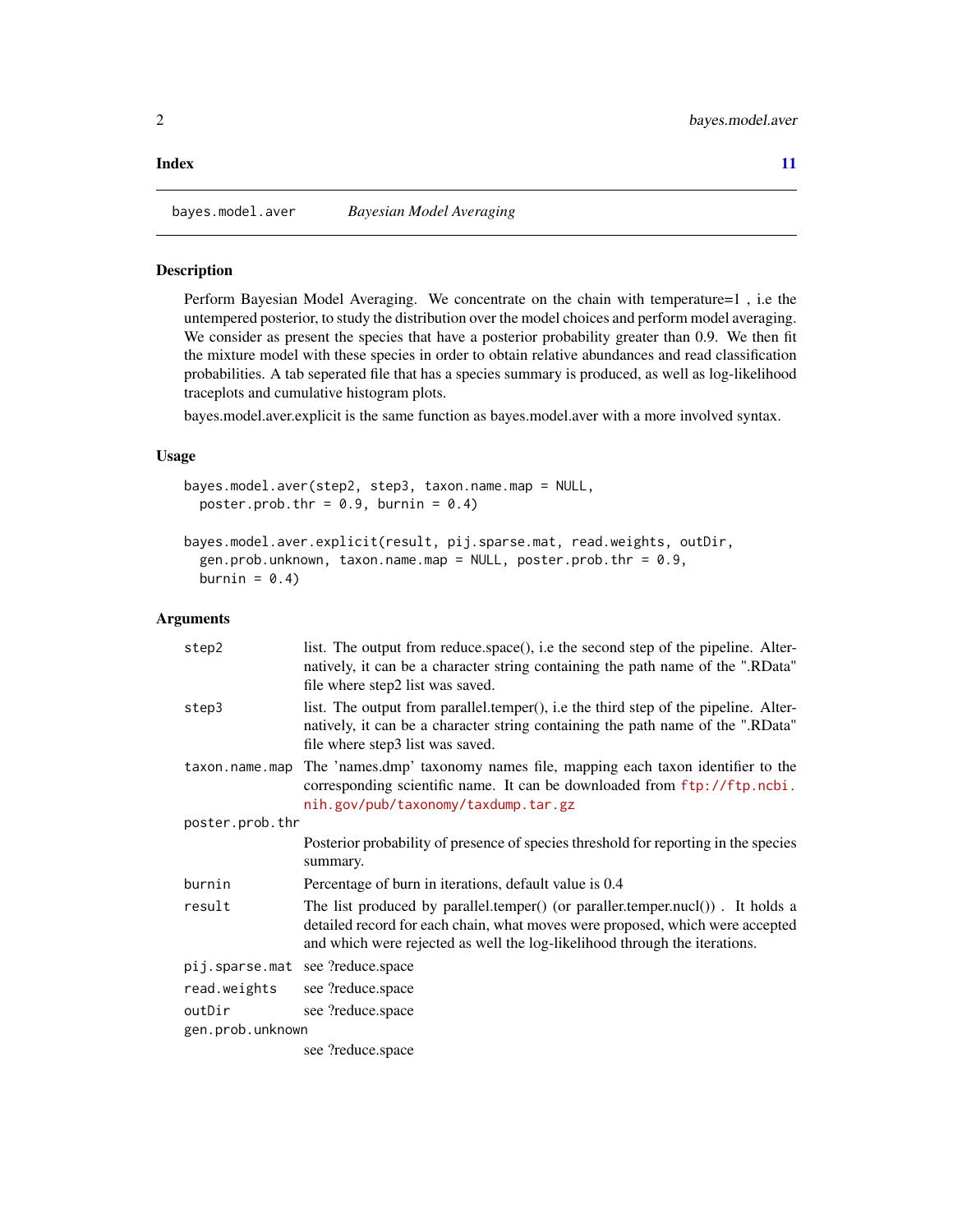**Index** **11**

## bayes.model.aver — *Bayesian Model Averaging*

### Description

Perform Bayesian Model Averaging. We concentrate on the chain with temperature=1 , i.e the untempered posterior, to study the distribution over the model choices and perform model averaging. We consider as present the species that have a posterior probability greater than 0.9. We then fit the mixture model with these species in order to obtain relative abundances and read classification probabilities. A tab seperated file that has a species summary is produced, as well as log-likelihood traceplots and cumulative histogram plots.

bayes.model.aver.explicit is the same function as bayes.model.aver with a more involved syntax.

### Usage

```
bayes.model.aver(step2, step3, taxon.name.map = NULL,
  poster.prob.thr = 0.9, burnin = 0.4)

bayes.model.aver.explicit(result, pij.sparse.mat, read.weights, outDir,
  gen.prob.unknown, taxon.name.map = NULL, poster.prob.thr = 0.9,
  burnin = 0.4)
```

### Arguments

| | |
|---|---|
| `step2` | list. The output from reduce.space(), i.e the second step of the pipeline. Alternatively, it can be a character string containing the path name of the ".RData" file where step2 list was saved. |
| `step3` | list. The output from parallel.temper(), i.e the third step of the pipeline. Alternatively, it can be a character string containing the path name of the ".RData" file where step3 list was saved. |
| `taxon.name.map` | The 'names.dmp' taxonomy names file, mapping each taxon identifier to the corresponding scientific name. It can be downloaded from ftp://ftp.ncbi.nih.gov/pub/taxonomy/taxdump.tar.gz |
| `poster.prob.thr` | Posterior probability of presence of species threshold for reporting in the species summary. |
| `burnin` | Percentage of burn in iterations, default value is 0.4 |
| `result` | The list produced by parallel.temper() (or paraller.temper.nucl()) . It holds a detailed record for each chain, what moves were proposed, which were accepted and which were rejected as well the log-likelihood through the iterations. |
| `pij.sparse.mat` | see ?reduce.space |
| `read.weights` | see ?reduce.space |
| `outDir` | see ?reduce.space |
| `gen.prob.unknown` | see ?reduce.space |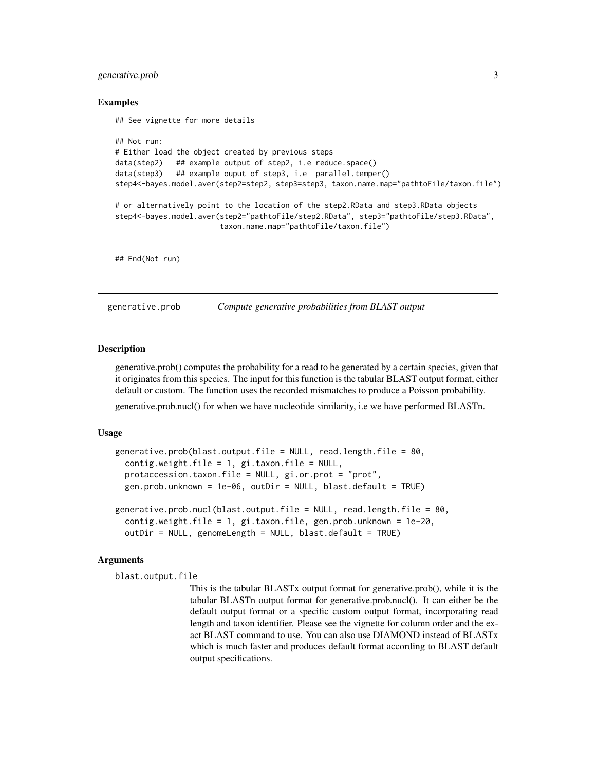### Examples

```
## See vignette for more details

## Not run:
# Either load the object created by previous steps
data(step2)   ## example output of step2, i.e reduce.space()
data(step3)   ## example ouput of step3, i.e  parallel.temper()
step4<-bayes.model.aver(step2=step2, step3=step3, taxon.name.map="pathtoFile/taxon.file")

# or alternatively point to the location of the step2.RData and step3.RData objects
step4<-bayes.model.aver(step2="pathtoFile/step2.RData", step3="pathtoFile/step3.RData",
                        taxon.name.map="pathtoFile/taxon.file")


## End(Not run)
```

## generative.prob    *Compute generative probabilities from BLAST output*

### Description

generative.prob() computes the probability for a read to be generated by a certain species, given that it originates from this species. The input for this function is the tabular BLAST output format, either default or custom. The function uses the recorded mismatches to produce a Poisson probability.

generative.prob.nucl() for when we have nucleotide similarity, i.e we have performed BLASTn.

### Usage

```
generative.prob(blast.output.file = NULL, read.length.file = 80,
  contig.weight.file = 1, gi.taxon.file = NULL,
  protaccession.taxon.file = NULL, gi.or.prot = "prot",
  gen.prob.unknown = 1e-06, outDir = NULL, blast.default = TRUE)

generative.prob.nucl(blast.output.file = NULL, read.length.file = 80,
  contig.weight.file = 1, gi.taxon.file, gen.prob.unknown = 1e-20,
  outDir = NULL, genomeLength = NULL, blast.default = TRUE)
```

### Arguments

**blast.output.file**
This is the tabular BLASTx output format for generative.prob(), while it is the tabular BLASTn output format for generative.prob.nucl(). It can either be the default output format or a specific custom output format, incorporating read length and taxon identifier. Please see the vignette for column order and the exact BLAST command to use. You can also use DIAMOND instead of BLASTx which is much faster and produces default format according to BLAST default output specifications.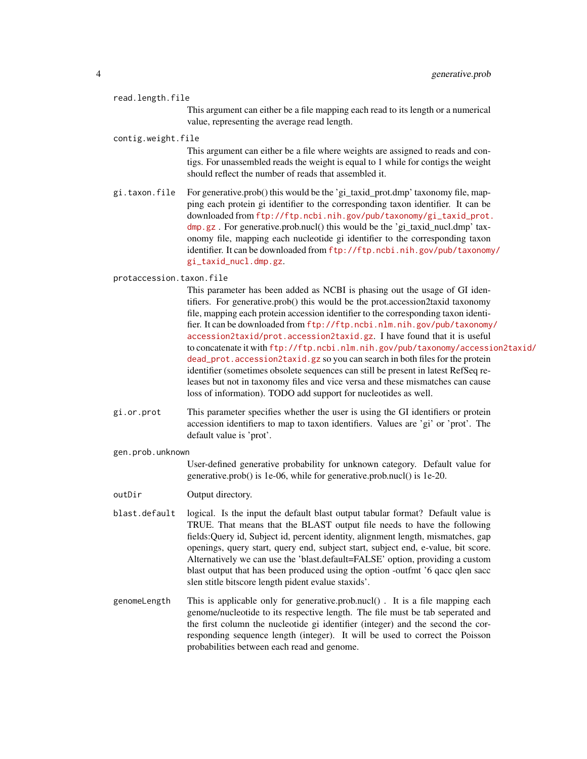`read.length.file`
: This argument can either be a file mapping each read to its length or a numerical value, representing the average read length.

`contig.weight.file`
: This argument can either be a file where weights are assigned to reads and contigs. For unassembled reads the weight is equal to 1 while for contigs the weight should reflect the number of reads that assembled it.

`gi.taxon.file`
: For generative.prob() this would be the 'gi_taxid_prot.dmp' taxonomy file, mapping each protein gi identifier to the corresponding taxon identifier. It can be downloaded from ftp://ftp.ncbi.nih.gov/pub/taxonomy/gi_taxid_prot.dmp.gz . For generative.prob.nucl() this would be the 'gi_taxid_nucl.dmp' taxonomy file, mapping each nucleotide gi identifier to the corresponding taxon identifier. It can be downloaded from ftp://ftp.ncbi.nih.gov/pub/taxonomy/gi_taxid_nucl.dmp.gz.

`protaccession.taxon.file`
: This parameter has been added as NCBI is phasing out the usage of GI identifiers. For generative.prob() this would be the prot.accession2taxid taxonomy file, mapping each protein accession identifier to the corresponding taxon identifier. It can be downloaded from ftp://ftp.ncbi.nlm.nih.gov/pub/taxonomy/accession2taxid/prot.accession2taxid.gz. I have found that it is useful to concatenate it with ftp://ftp.ncbi.nlm.nih.gov/pub/taxonomy/accession2taxid/dead_prot.accession2taxid.gz so you can search in both files for the protein identifier (sometimes obsolete sequences can still be present in latest RefSeq releases but not in taxonomy files and vice versa and these mismatches can cause loss of information). TODO add support for nucleotides as well.

`gi.or.prot`
: This parameter specifies whether the user is using the GI identifiers or protein accession identifiers to map to taxon identifiers. Values are 'gi' or 'prot'. The default value is 'prot'.

`gen.prob.unknown`
: User-defined generative probability for unknown category. Default value for generative.prob() is 1e-06, while for generative.prob.nucl() is 1e-20.

`outDir`
: Output directory.

`blast.default`
: logical. Is the input the default blast output tabular format? Default value is TRUE. That means that the BLAST output file needs to have the following fields:Query id, Subject id, percent identity, alignment length, mismatches, gap openings, query start, query end, subject start, subject end, e-value, bit score. Alternatively we can use the 'blast.default=FALSE' option, providing a custom blast output that has been produced using the option -outfmt '6 qacc qlen sacc slen stitle bitscore length pident evalue staxids'.

`genomeLength`
: This is applicable only for generative.prob.nucl() . It is a file mapping each genome/nucleotide to its respective length. The file must be tab seperated and the first column the nucleotide gi identifier (integer) and the second the corresponding sequence length (integer). It will be used to correct the Poisson probabilities between each read and genome.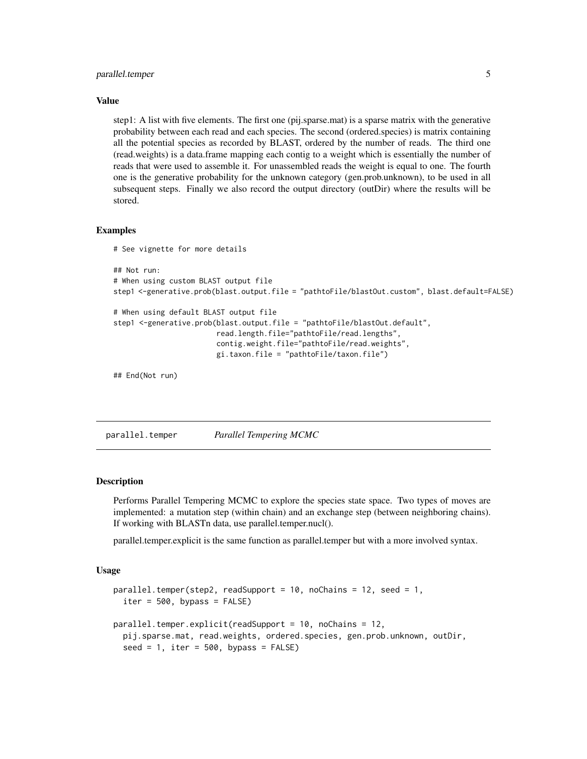### Value

step1: A list with five elements. The first one (pij.sparse.mat) is a sparse matrix with the generative probability between each read and each species. The second (ordered.species) is matrix containing all the potential species as recorded by BLAST, ordered by the number of reads. The third one (read.weights) is a data.frame mapping each contig to a weight which is essentially the number of reads that were used to assemble it. For unassembled reads the weight is equal to one. The fourth one is the generative probability for the unknown category (gen.prob.unknown), to be used in all subsequent steps. Finally we also record the output directory (outDir) where the results will be stored.

### Examples

```
# See vignette for more details

## Not run:
# When using custom BLAST output file
step1 <-generative.prob(blast.output.file = "pathtoFile/blastOut.custom", blast.default=FALSE)

# When using default BLAST output file
step1 <-generative.prob(blast.output.file = "pathtoFile/blastOut.default",
                        read.length.file="pathtoFile/read.lengths",
                        contig.weight.file="pathtoFile/read.weights",
                        gi.taxon.file = "pathtoFile/taxon.file")

## End(Not run)
```

## parallel.temper *Parallel Tempering MCMC*

### Description

Performs Parallel Tempering MCMC to explore the species state space. Two types of moves are implemented: a mutation step (within chain) and an exchange step (between neighboring chains). If working with BLASTn data, use parallel.temper.nucl().

parallel.temper.explicit is the same function as parallel.temper but with a more involved syntax.

### Usage

```
parallel.temper(step2, readSupport = 10, noChains = 12, seed = 1,
  iter = 500, bypass = FALSE)

parallel.temper.explicit(readSupport = 10, noChains = 12,
  pij.sparse.mat, read.weights, ordered.species, gen.prob.unknown, outDir,
  seed = 1, iter = 500, bypass = FALSE)
```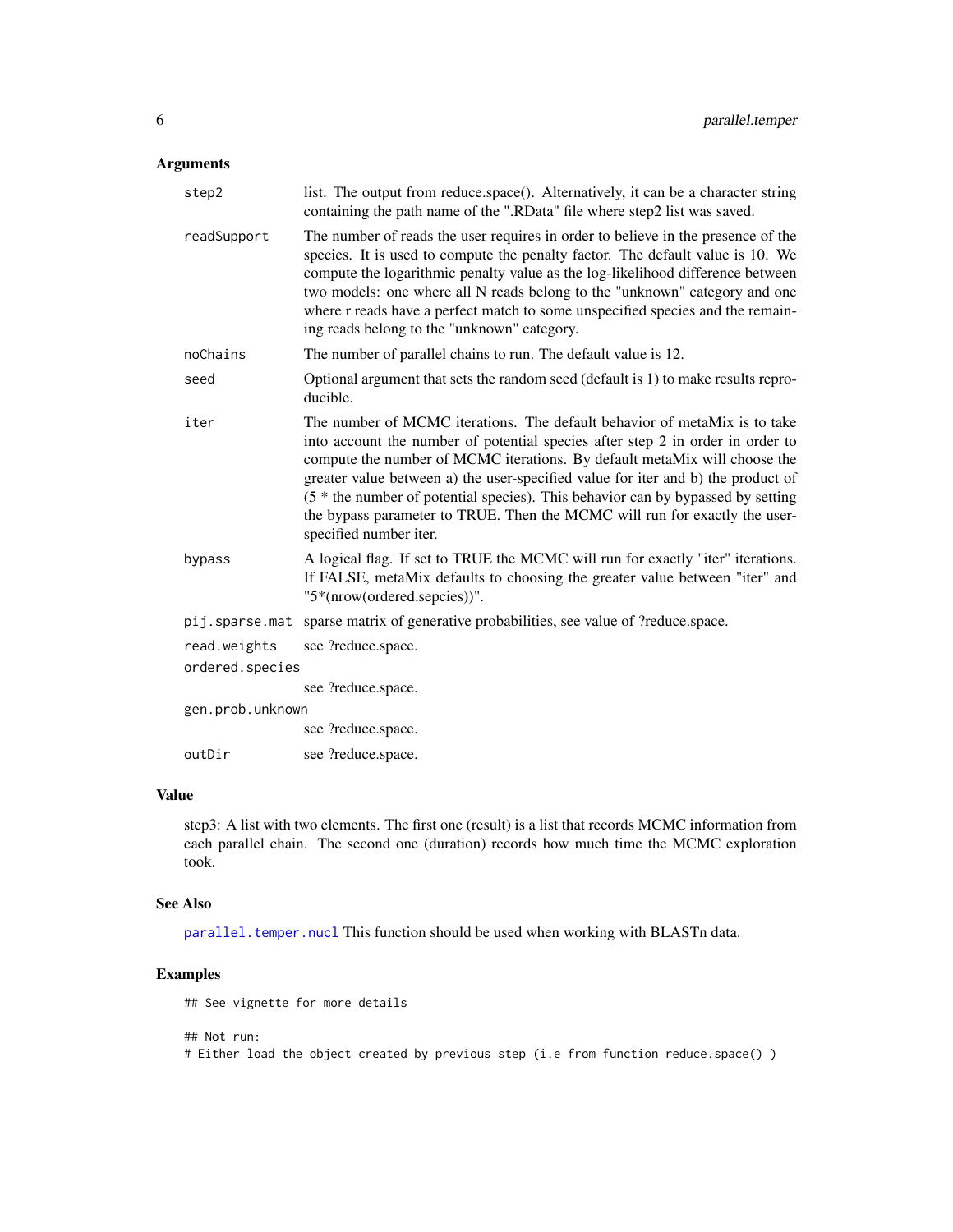## Arguments

| | |
|---|---|
| `step2` | list. The output from reduce.space(). Alternatively, it can be a character string containing the path name of the ".RData" file where step2 list was saved. |
| `readSupport` | The number of reads the user requires in order to believe in the presence of the species. It is used to compute the penalty factor. The default value is 10. We compute the logarithmic penalty value as the log-likelihood difference between two models: one where all N reads belong to the "unknown" category and one where r reads have a perfect match to some unspecified species and the remaining reads belong to the "unknown" category. |
| `noChains` | The number of parallel chains to run. The default value is 12. |
| `seed` | Optional argument that sets the random seed (default is 1) to make results reproducible. |
| `iter` | The number of MCMC iterations. The default behavior of metaMix is to take into account the number of potential species after step 2 in order to compute the number of MCMC iterations. By default metaMix will choose the greater value between a) the user-specified value for iter and b) the product of (5 * the number of potential species). This behavior can by bypassed by setting the bypass parameter to TRUE. Then the MCMC will run for exactly the user-specified number iter. |
| `bypass` | A logical flag. If set to TRUE the MCMC will run for exactly "iter" iterations. If FALSE, metaMix defaults to choosing the greater value between "iter" and "5*(nrow(ordered.sepcies))". |
| `pij.sparse.mat` | sparse matrix of generative probabilities, see value of ?reduce.space. |
| `read.weights` | see ?reduce.space. |
| `ordered.species` | see ?reduce.space. |
| `gen.prob.unknown` | see ?reduce.space. |
| `outDir` | see ?reduce.space. |

## Value

step3: A list with two elements. The first one (result) is a list that records MCMC information from each parallel chain. The second one (duration) records how much time the MCMC exploration took.

## See Also

`parallel.temper.nucl` This function should be used when working with BLASTn data.

## Examples

```
## See vignette for more details

## Not run:
# Either load the object created by previous step (i.e from function reduce.space() )
```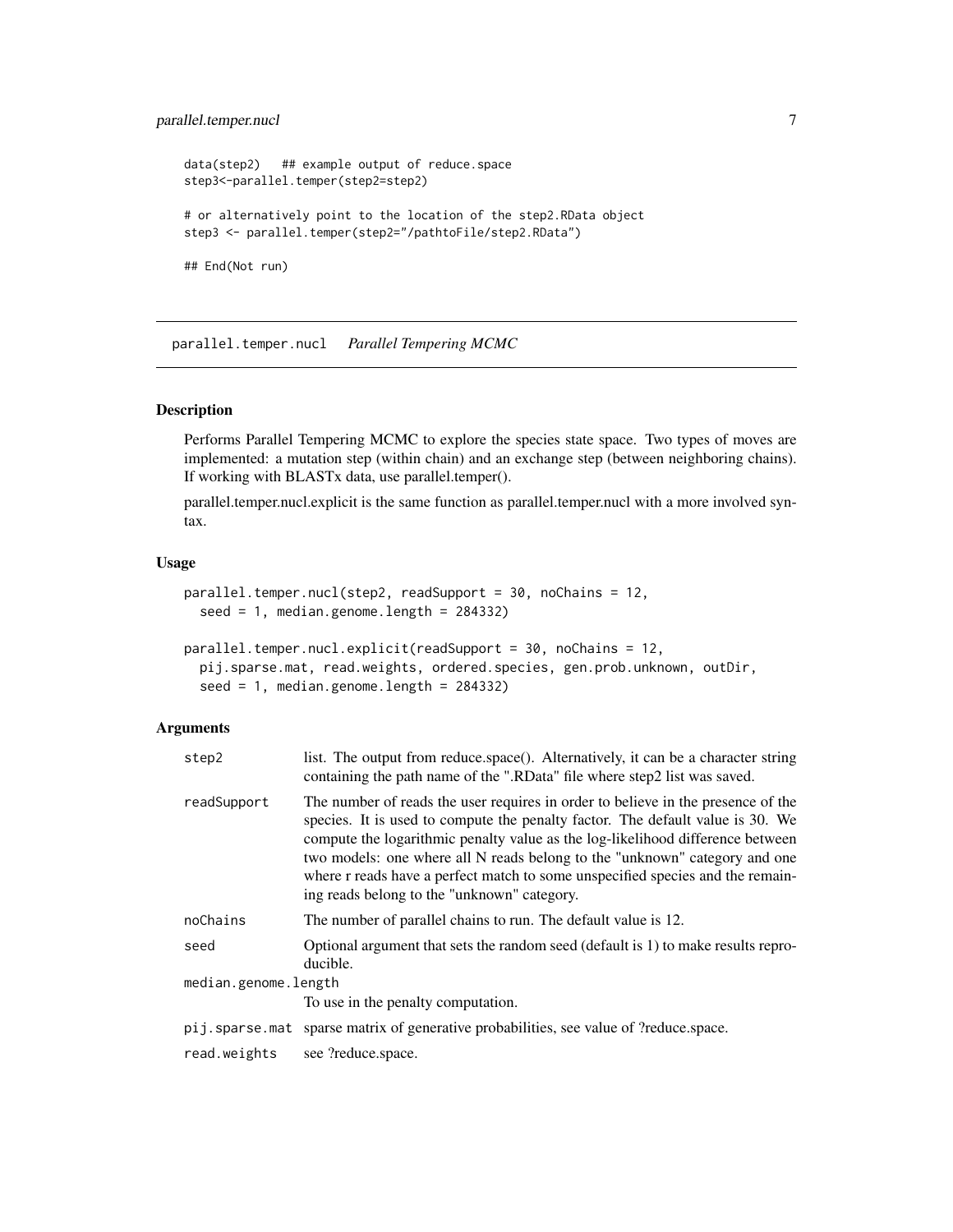```
data(step2)   ## example output of reduce.space
step3<-parallel.temper(step2=step2)

# or alternatively point to the location of the step2.RData object
step3 <- parallel.temper(step2="/pathtoFile/step2.RData")

## End(Not run)
```

## parallel.temper.nucl    *Parallel Tempering MCMC*

### Description

Performs Parallel Tempering MCMC to explore the species state space. Two types of moves are implemented: a mutation step (within chain) and an exchange step (between neighboring chains). If working with BLASTx data, use parallel.temper().

parallel.temper.nucl.explicit is the same function as parallel.temper.nucl with a more involved syntax.

### Usage

```
parallel.temper.nucl(step2, readSupport = 30, noChains = 12,
  seed = 1, median.genome.length = 284332)

parallel.temper.nucl.explicit(readSupport = 30, noChains = 12,
  pij.sparse.mat, read.weights, ordered.species, gen.prob.unknown, outDir,
  seed = 1, median.genome.length = 284332)
```

### Arguments

| | |
|---|---|
| step2 | list. The output from reduce.space(). Alternatively, it can be a character string containing the path name of the ".RData" file where step2 list was saved. |
| readSupport | The number of reads the user requires in order to believe in the presence of the species. It is used to compute the penalty factor. The default value is 30. We compute the logarithmic penalty value as the log-likelihood difference between two models: one where all N reads belong to the "unknown" category and one where r reads have a perfect match to some unspecified species and the remaining reads belong to the "unknown" category. |
| noChains | The number of parallel chains to run. The default value is 12. |
| seed | Optional argument that sets the random seed (default is 1) to make results reproducible. |
| median.genome.length | To use in the penalty computation. |
| pij.sparse.mat | sparse matrix of generative probabilities, see value of ?reduce.space. |
| read.weights | see ?reduce.space. |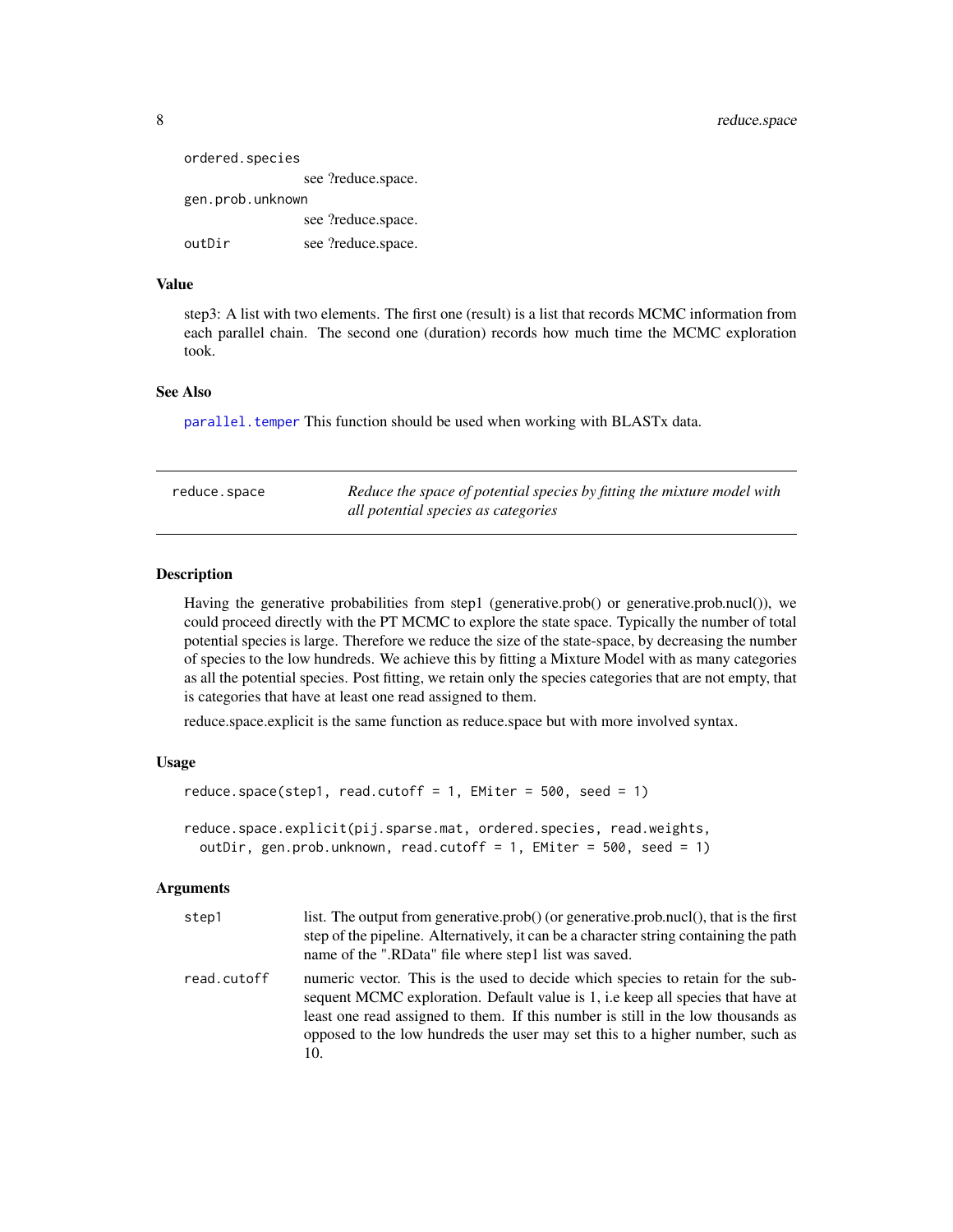| | |
|---|---|
| ordered.species | see ?reduce.space. |
| gen.prob.unknown | see ?reduce.space. |
| outDir | see ?reduce.space. |

### Value

step3: A list with two elements. The first one (result) is a list that records MCMC information from each parallel chain. The second one (duration) records how much time the MCMC exploration took.

### See Also

parallel.temper This function should be used when working with BLASTx data.

---

## reduce.space — *Reduce the space of potential species by fitting the mixture model with all potential species as categories*

### Description

Having the generative probabilities from step1 (generative.prob() or generative.prob.nucl()), we could proceed directly with the PT MCMC to explore the state space. Typically the number of total potential species is large. Therefore we reduce the size of the state-space, by decreasing the number of species to the low hundreds. We achieve this by fitting a Mixture Model with as many categories as all the potential species. Post fitting, we retain only the species categories that are not empty, that is categories that have at least one read assigned to them.

reduce.space.explicit is the same function as reduce.space but with more involved syntax.

### Usage

```
reduce.space(step1, read.cutoff = 1, EMiter = 500, seed = 1)

reduce.space.explicit(pij.sparse.mat, ordered.species, read.weights,
  outDir, gen.prob.unknown, read.cutoff = 1, EMiter = 500, seed = 1)
```

### Arguments

| | |
|---|---|
| step1 | list. The output from generative.prob() (or generative.prob.nucl(), that is the first step of the pipeline. Alternatively, it can be a character string containing the path name of the ".RData" file where step1 list was saved. |
| read.cutoff | numeric vector. This is the used to decide which species to retain for the subsequent MCMC exploration. Default value is 1, i.e keep all species that have at least one read assigned to them. If this number is still in the low thousands as opposed to the low hundreds the user may set this to a higher number, such as 10. |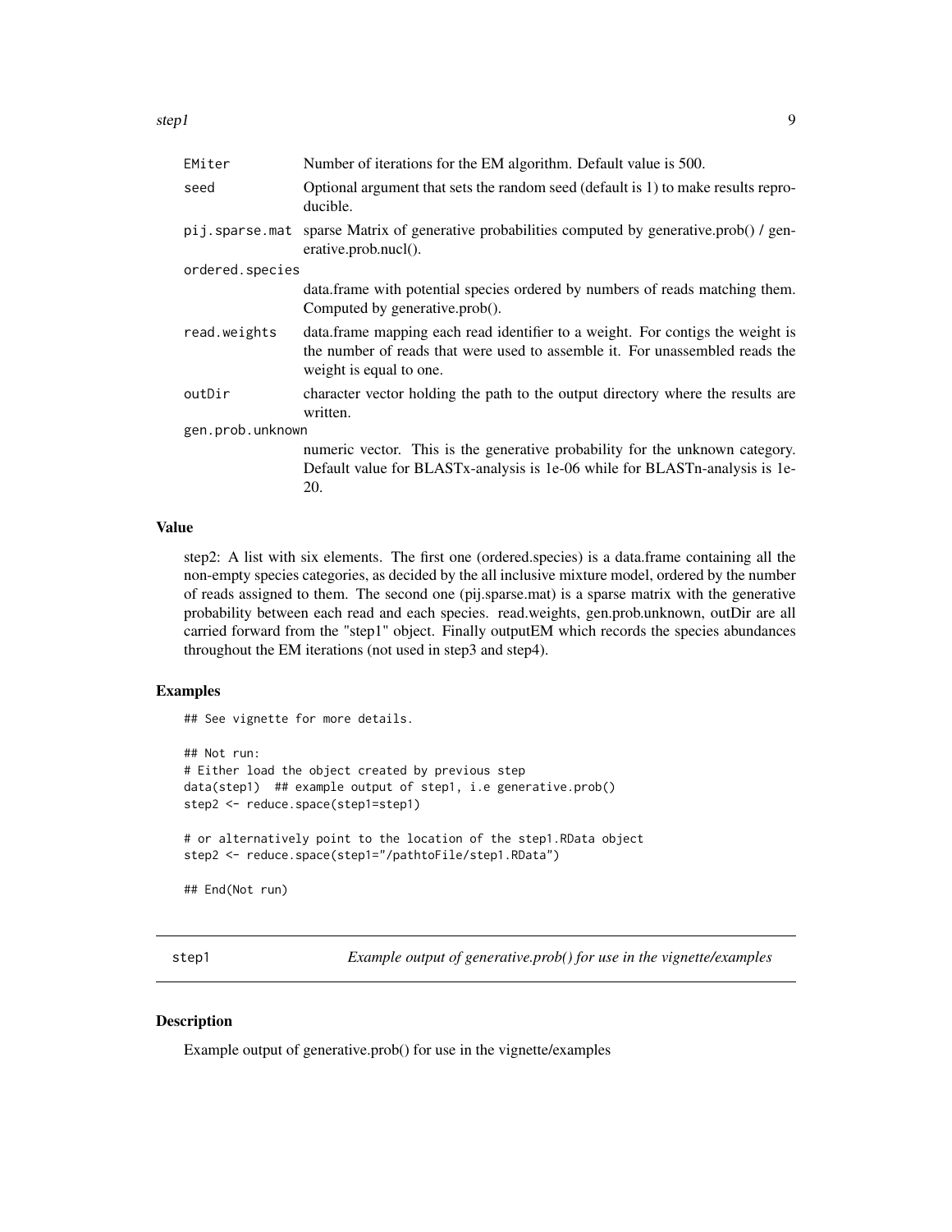| | |
|---|---|
| EMiter | Number of iterations for the EM algorithm. Default value is 500. |
| seed | Optional argument that sets the random seed (default is 1) to make results reproducible. |
| pij.sparse.mat | sparse Matrix of generative probabilities computed by generative.prob() / generative.prob.nucl(). |
| ordered.species | data.frame with potential species ordered by numbers of reads matching them. Computed by generative.prob(). |
| read.weights | data.frame mapping each read identifier to a weight. For contigs the weight is the number of reads that were used to assemble it. For unassembled reads the weight is equal to one. |
| outDir | character vector holding the path to the output directory where the results are written. |
| gen.prob.unknown | numeric vector. This is the generative probability for the unknown category. Default value for BLASTx-analysis is 1e-06 while for BLASTn-analysis is 1e-20. |

### Value

step2: A list with six elements. The first one (ordered.species) is a data.frame containing all the non-empty species categories, as decided by the all inclusive mixture model, ordered by the number of reads assigned to them. The second one (pij.sparse.mat) is a sparse matrix with the generative probability between each read and each species. read.weights, gen.prob.unknown, outDir are all carried forward from the "step1" object. Finally outputEM which records the species abundances throughout the EM iterations (not used in step3 and step4).

### Examples

```
## See vignette for more details.

## Not run:
# Either load the object created by previous step
data(step1)  ## example output of step1, i.e generative.prob()
step2 <- reduce.space(step1=step1)

# or alternatively point to the location of the step1.RData object
step2 <- reduce.space(step1="/pathtoFile/step1.RData")

## End(Not run)
```

## step1 — *Example output of generative.prob() for use in the vignette/examples*

### Description

Example output of generative.prob() for use in the vignette/examples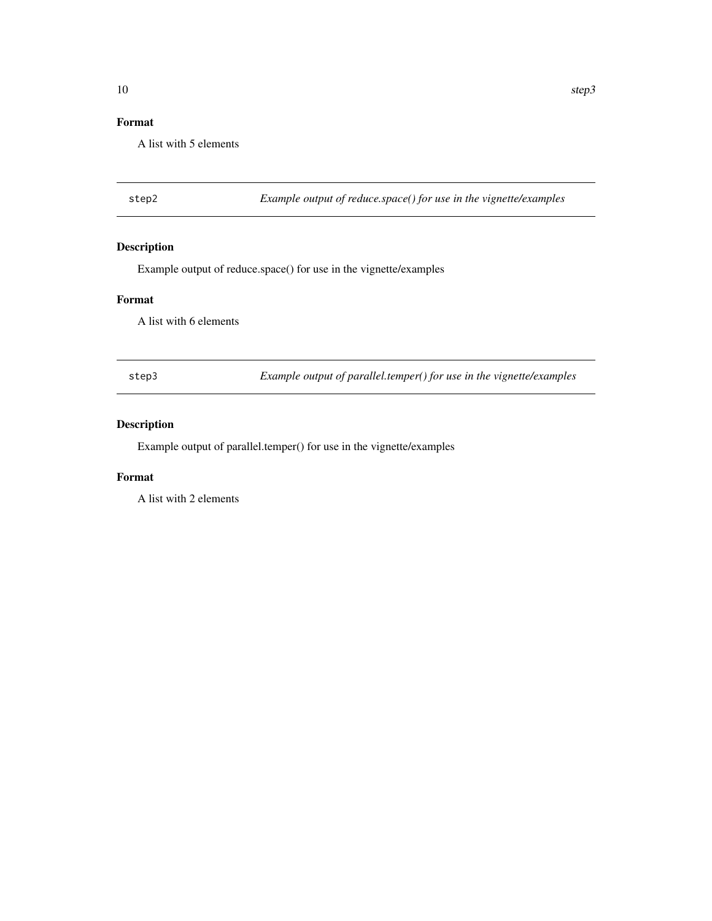### Format

A list with 5 elements

---

`step2` *Example output of reduce.space() for use in the vignette/examples*

---

### Description

Example output of reduce.space() for use in the vignette/examples

### Format

A list with 6 elements

---

`step3` *Example output of parallel.temper() for use in the vignette/examples*

---

### Description

Example output of parallel.temper() for use in the vignette/examples

### Format

A list with 2 elements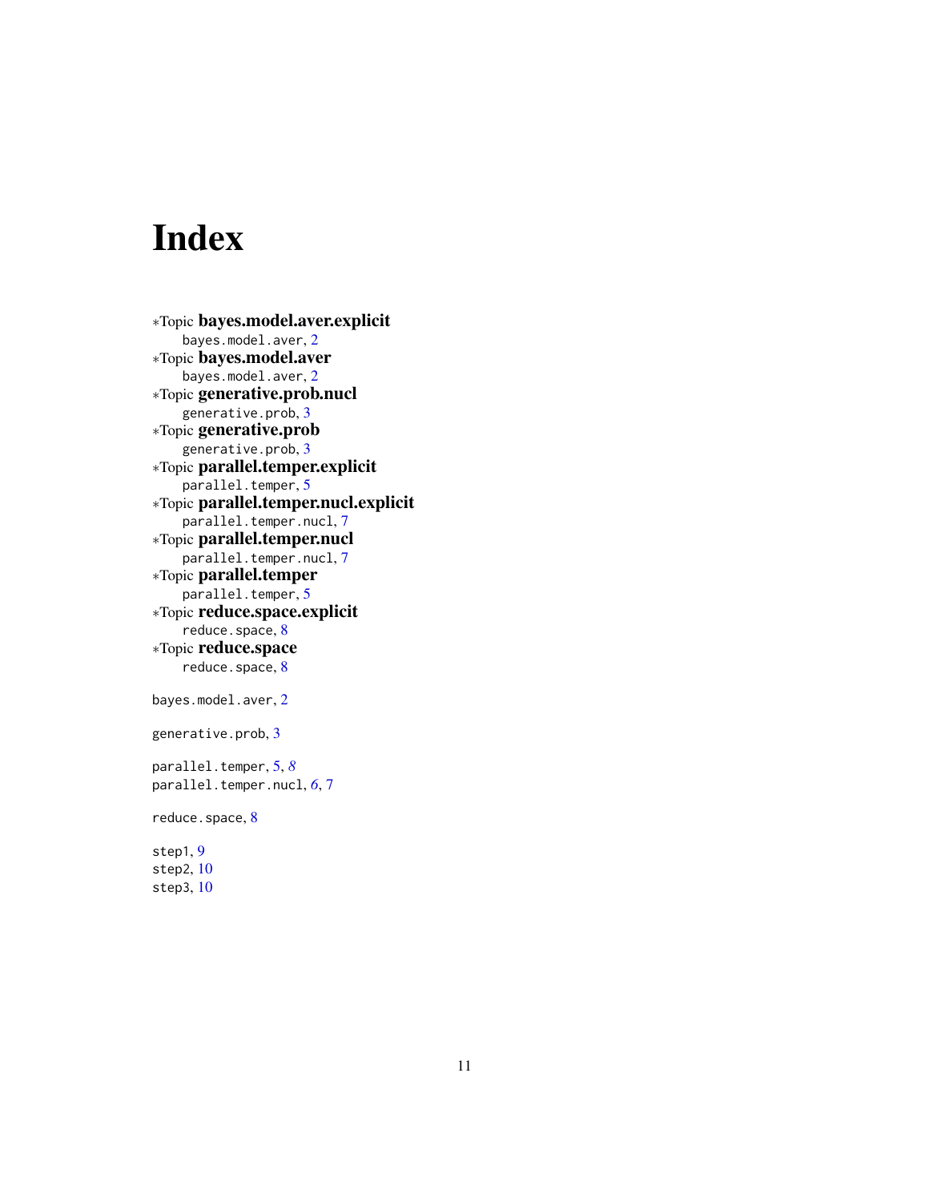# Index

*Topic **bayes.model.aver.explicit**
  bayes.model.aver, 2
*Topic **bayes.model.aver**
  bayes.model.aver, 2
*Topic **generative.prob.nucl**
  generative.prob, 3
*Topic **generative.prob**
  generative.prob, 3
*Topic **parallel.temper.explicit**
  parallel.temper, 5
*Topic **parallel.temper.nucl.explicit**
  parallel.temper.nucl, 7
*Topic **parallel.temper.nucl**
  parallel.temper.nucl, 7
*Topic **parallel.temper**
  parallel.temper, 5
*Topic **reduce.space.explicit**
  reduce.space, 8
*Topic **reduce.space**
  reduce.space, 8

bayes.model.aver, 2

generative.prob, 3

parallel.temper, 5, *8*
parallel.temper.nucl, *6*, 7

reduce.space, 8

step1, 9
step2, 10
step3, 10